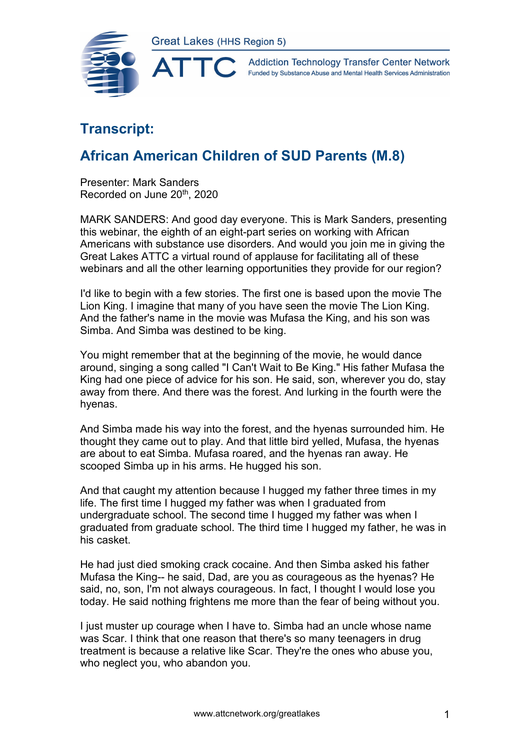# Transcript:

## African American Children of SUD Parents (M.8)

Presenter: Mark Sanders
Recorded on June 20th, 2020

MARK SANDERS: And good day everyone. This is Mark Sanders, presenting this webinar, the eighth of an eight-part series on working with African Americans with substance use disorders. And would you join me in giving the Great Lakes ATTC a virtual round of applause for facilitating all of these webinars and all the other learning opportunities they provide for our region?

I'd like to begin with a few stories. The first one is based upon the movie The Lion King. I imagine that many of you have seen the movie The Lion King. And the father's name in the movie was Mufasa the King, and his son was Simba. And Simba was destined to be king.

You might remember that at the beginning of the movie, he would dance around, singing a song called "I Can't Wait to Be King." His father Mufasa the King had one piece of advice for his son. He said, son, wherever you do, stay away from there. And there was the forest. And lurking in the fourth were the hyenas.

And Simba made his way into the forest, and the hyenas surrounded him. He thought they came out to play. And that little bird yelled, Mufasa, the hyenas are about to eat Simba. Mufasa roared, and the hyenas ran away. He scooped Simba up in his arms. He hugged his son.

And that caught my attention because I hugged my father three times in my life. The first time I hugged my father was when I graduated from undergraduate school. The second time I hugged my father was when I graduated from graduate school. The third time I hugged my father, he was in his casket.

He had just died smoking crack cocaine. And then Simba asked his father Mufasa the King-- he said, Dad, are you as courageous as the hyenas? He said, no, son, I'm not always courageous. In fact, I thought I would lose you today. He said nothing frightens me more than the fear of being without you.

I just muster up courage when I have to. Simba had an uncle whose name was Scar. I think that one reason that there's so many teenagers in drug treatment is because a relative like Scar. They're the ones who abuse you, who neglect you, who abandon you.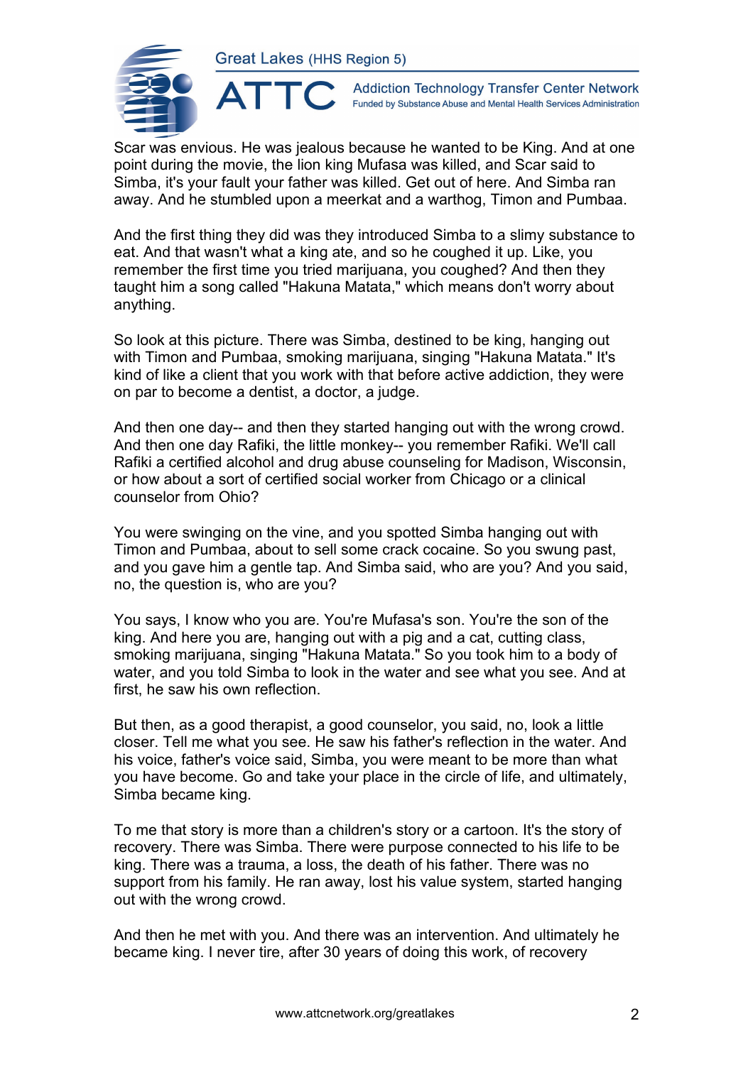Scar was envious. He was jealous because he wanted to be King. And at one point during the movie, the lion king Mufasa was killed, and Scar said to Simba, it's your fault your father was killed. Get out of here. And Simba ran away. And he stumbled upon a meerkat and a warthog, Timon and Pumbaa.

And the first thing they did was they introduced Simba to a slimy substance to eat. And that wasn't what a king ate, and so he coughed it up. Like, you remember the first time you tried marijuana, you coughed? And then they taught him a song called "Hakuna Matata," which means don't worry about anything.

So look at this picture. There was Simba, destined to be king, hanging out with Timon and Pumbaa, smoking marijuana, singing "Hakuna Matata." It's kind of like a client that you work with that before active addiction, they were on par to become a dentist, a doctor, a judge.

And then one day-- and then they started hanging out with the wrong crowd. And then one day Rafiki, the little monkey-- you remember Rafiki. We'll call Rafiki a certified alcohol and drug abuse counseling for Madison, Wisconsin, or how about a sort of certified social worker from Chicago or a clinical counselor from Ohio?

You were swinging on the vine, and you spotted Simba hanging out with Timon and Pumbaa, about to sell some crack cocaine. So you swung past, and you gave him a gentle tap. And Simba said, who are you? And you said, no, the question is, who are you?

You says, I know who you are. You're Mufasa's son. You're the son of the king. And here you are, hanging out with a pig and a cat, cutting class, smoking marijuana, singing "Hakuna Matata." So you took him to a body of water, and you told Simba to look in the water and see what you see. And at first, he saw his own reflection.

But then, as a good therapist, a good counselor, you said, no, look a little closer. Tell me what you see. He saw his father's reflection in the water. And his voice, father's voice said, Simba, you were meant to be more than what you have become. Go and take your place in the circle of life, and ultimately, Simba became king.

To me that story is more than a children's story or a cartoon. It's the story of recovery. There was Simba. There were purpose connected to his life to be king. There was a trauma, a loss, the death of his father. There was no support from his family. He ran away, lost his value system, started hanging out with the wrong crowd.

And then he met with you. And there was an intervention. And ultimately he became king. I never tire, after 30 years of doing this work, of recovery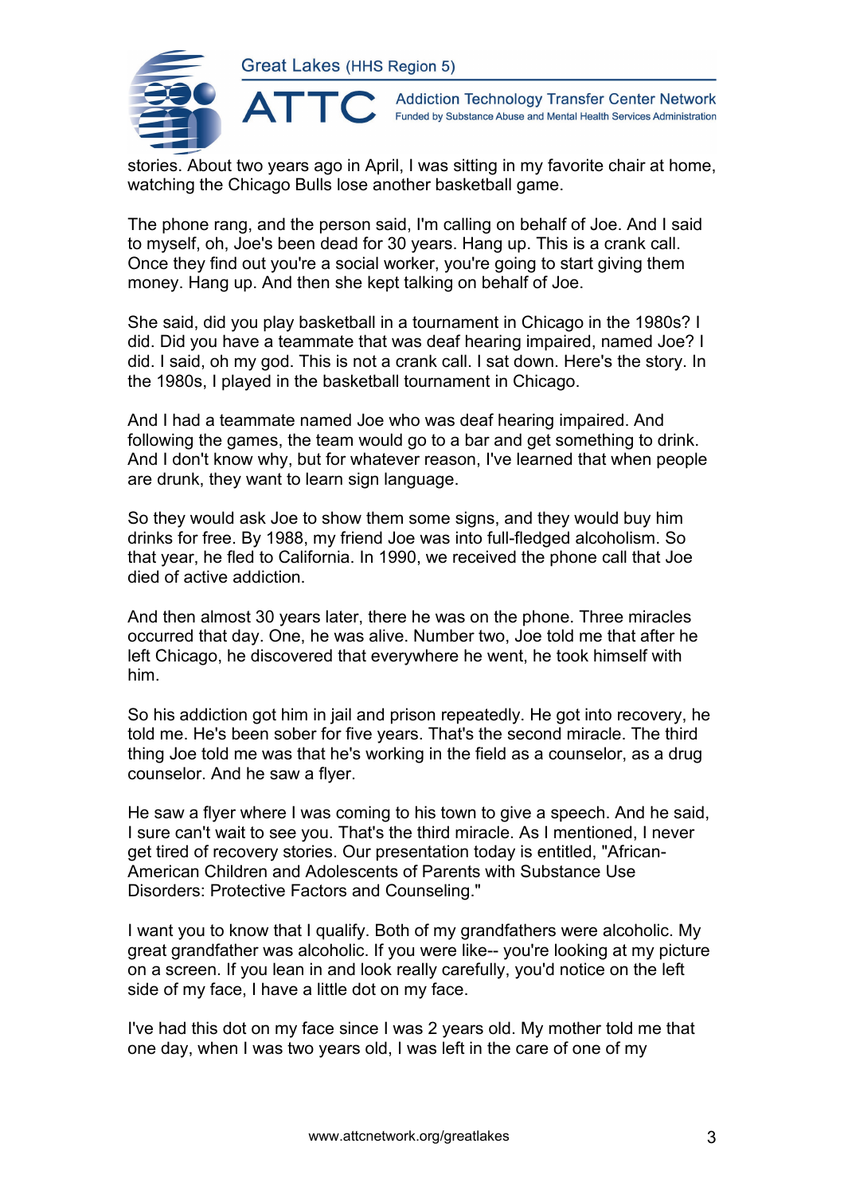stories. About two years ago in April, I was sitting in my favorite chair at home, watching the Chicago Bulls lose another basketball game.

The phone rang, and the person said, I'm calling on behalf of Joe. And I said to myself, oh, Joe's been dead for 30 years. Hang up. This is a crank call. Once they find out you're a social worker, you're going to start giving them money. Hang up. And then she kept talking on behalf of Joe.

She said, did you play basketball in a tournament in Chicago in the 1980s? I did. Did you have a teammate that was deaf hearing impaired, named Joe? I did. I said, oh my god. This is not a crank call. I sat down. Here's the story. In the 1980s, I played in the basketball tournament in Chicago.

And I had a teammate named Joe who was deaf hearing impaired. And following the games, the team would go to a bar and get something to drink. And I don't know why, but for whatever reason, I've learned that when people are drunk, they want to learn sign language.

So they would ask Joe to show them some signs, and they would buy him drinks for free. By 1988, my friend Joe was into full-fledged alcoholism. So that year, he fled to California. In 1990, we received the phone call that Joe died of active addiction.

And then almost 30 years later, there he was on the phone. Three miracles occurred that day. One, he was alive. Number two, Joe told me that after he left Chicago, he discovered that everywhere he went, he took himself with him.

So his addiction got him in jail and prison repeatedly. He got into recovery, he told me. He's been sober for five years. That's the second miracle. The third thing Joe told me was that he's working in the field as a counselor, as a drug counselor. And he saw a flyer.

He saw a flyer where I was coming to his town to give a speech. And he said, I sure can't wait to see you. That's the third miracle. As I mentioned, I never get tired of recovery stories. Our presentation today is entitled, "African-American Children and Adolescents of Parents with Substance Use Disorders: Protective Factors and Counseling."

I want you to know that I qualify. Both of my grandfathers were alcoholic. My great grandfather was alcoholic. If you were like-- you're looking at my picture on a screen. If you lean in and look really carefully, you'd notice on the left side of my face, I have a little dot on my face.

I've had this dot on my face since I was 2 years old. My mother told me that one day, when I was two years old, I was left in the care of one of my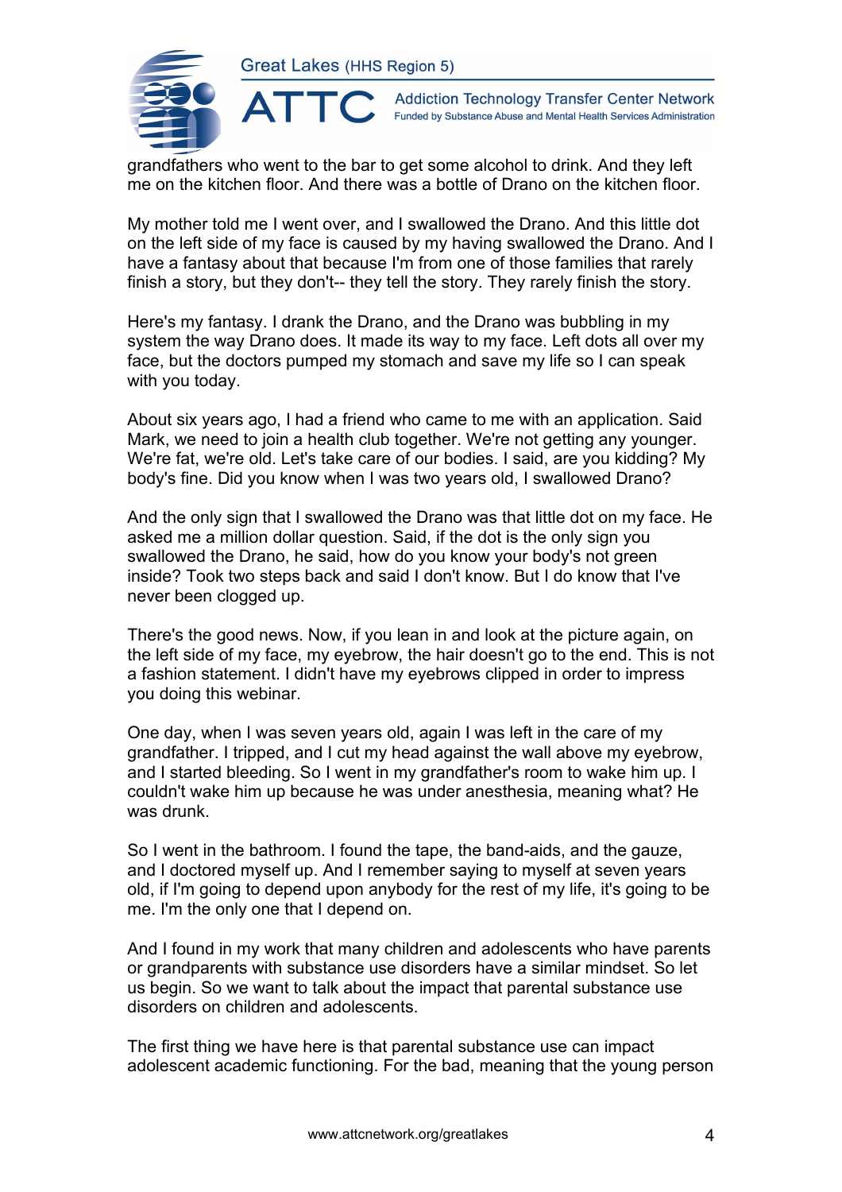grandfathers who went to the bar to get some alcohol to drink. And they left me on the kitchen floor. And there was a bottle of Drano on the kitchen floor.

My mother told me I went over, and I swallowed the Drano. And this little dot on the left side of my face is caused by my having swallowed the Drano. And I have a fantasy about that because I'm from one of those families that rarely finish a story, but they don't-- they tell the story. They rarely finish the story.

Here's my fantasy. I drank the Drano, and the Drano was bubbling in my system the way Drano does. It made its way to my face. Left dots all over my face, but the doctors pumped my stomach and save my life so I can speak with you today.

About six years ago, I had a friend who came to me with an application. Said Mark, we need to join a health club together. We're not getting any younger. We're fat, we're old. Let's take care of our bodies. I said, are you kidding? My body's fine. Did you know when I was two years old, I swallowed Drano?

And the only sign that I swallowed the Drano was that little dot on my face. He asked me a million dollar question. Said, if the dot is the only sign you swallowed the Drano, he said, how do you know your body's not green inside? Took two steps back and said I don't know. But I do know that I've never been clogged up.

There's the good news. Now, if you lean in and look at the picture again, on the left side of my face, my eyebrow, the hair doesn't go to the end. This is not a fashion statement. I didn't have my eyebrows clipped in order to impress you doing this webinar.

One day, when I was seven years old, again I was left in the care of my grandfather. I tripped, and I cut my head against the wall above my eyebrow, and I started bleeding. So I went in my grandfather's room to wake him up. I couldn't wake him up because he was under anesthesia, meaning what? He was drunk.

So I went in the bathroom. I found the tape, the band-aids, and the gauze, and I doctored myself up. And I remember saying to myself at seven years old, if I'm going to depend upon anybody for the rest of my life, it's going to be me. I'm the only one that I depend on.

And I found in my work that many children and adolescents who have parents or grandparents with substance use disorders have a similar mindset. So let us begin. So we want to talk about the impact that parental substance use disorders on children and adolescents.

The first thing we have here is that parental substance use can impact adolescent academic functioning. For the bad, meaning that the young person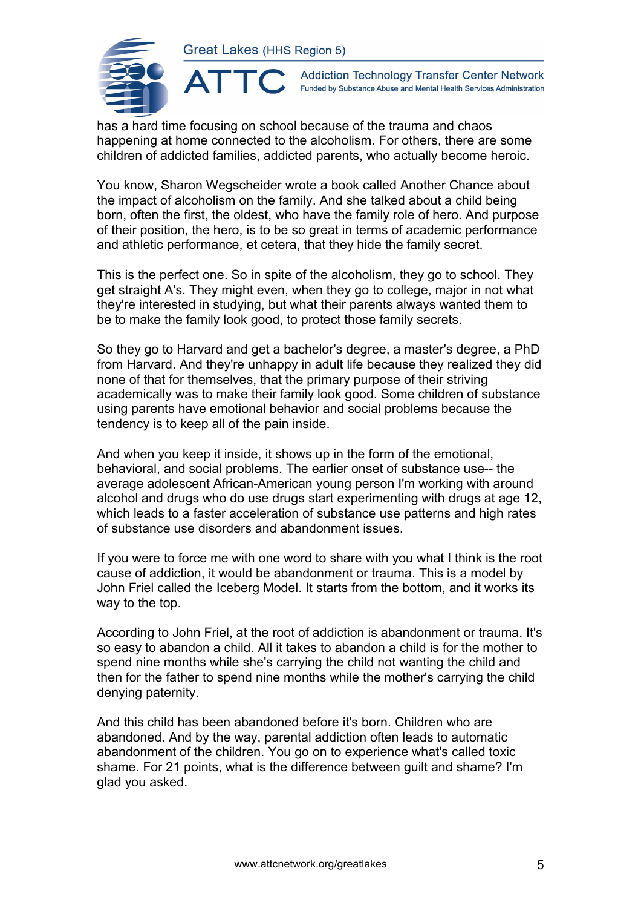has a hard time focusing on school because of the trauma and chaos happening at home connected to the alcoholism. For others, there are some children of addicted families, addicted parents, who actually become heroic.

You know, Sharon Wegscheider wrote a book called Another Chance about the impact of alcoholism on the family. And she talked about a child being born, often the first, the oldest, who have the family role of hero. And purpose of their position, the hero, is to be so great in terms of academic performance and athletic performance, et cetera, that they hide the family secret.

This is the perfect one. So in spite of the alcoholism, they go to school. They get straight A's. They might even, when they go to college, major in not what they're interested in studying, but what their parents always wanted them to be to make the family look good, to protect those family secrets.

So they go to Harvard and get a bachelor's degree, a master's degree, a PhD from Harvard. And they're unhappy in adult life because they realized they did none of that for themselves, that the primary purpose of their striving academically was to make their family look good. Some children of substance using parents have emotional behavior and social problems because the tendency is to keep all of the pain inside.

And when you keep it inside, it shows up in the form of the emotional, behavioral, and social problems. The earlier onset of substance use-- the average adolescent African-American young person I'm working with around alcohol and drugs who do use drugs start experimenting with drugs at age 12, which leads to a faster acceleration of substance use patterns and high rates of substance use disorders and abandonment issues.

If you were to force me with one word to share with you what I think is the root cause of addiction, it would be abandonment or trauma. This is a model by John Friel called the Iceberg Model. It starts from the bottom, and it works its way to the top.

According to John Friel, at the root of addiction is abandonment or trauma. It's so easy to abandon a child. All it takes to abandon a child is for the mother to spend nine months while she's carrying the child not wanting the child and then for the father to spend nine months while the mother's carrying the child denying paternity.

And this child has been abandoned before it's born. Children who are abandoned. And by the way, parental addiction often leads to automatic abandonment of the children. You go on to experience what's called toxic shame. For 21 points, what is the difference between guilt and shame? I'm glad you asked.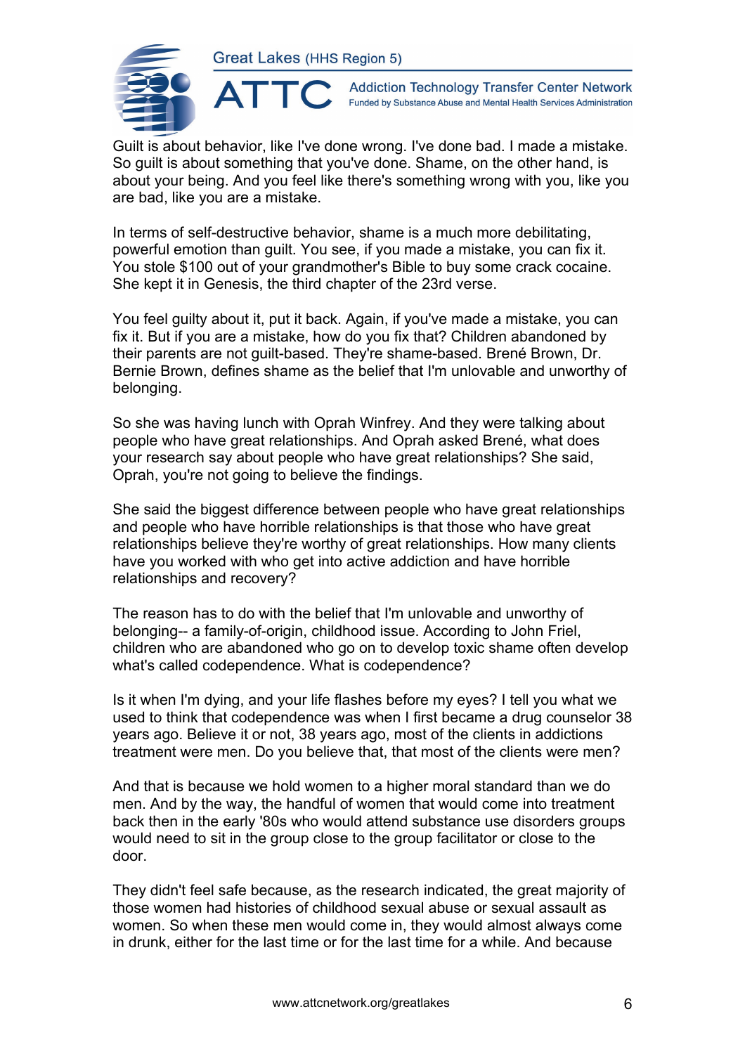Guilt is about behavior, like I've done wrong. I've done bad. I made a mistake. So guilt is about something that you've done. Shame, on the other hand, is about your being. And you feel like there's something wrong with you, like you are bad, like you are a mistake.

In terms of self-destructive behavior, shame is a much more debilitating, powerful emotion than guilt. You see, if you made a mistake, you can fix it. You stole $100 out of your grandmother's Bible to buy some crack cocaine. She kept it in Genesis, the third chapter of the 23rd verse.

You feel guilty about it, put it back. Again, if you've made a mistake, you can fix it. But if you are a mistake, how do you fix that? Children abandoned by their parents are not guilt-based. They're shame-based. Brené Brown, Dr. Bernie Brown, defines shame as the belief that I'm unlovable and unworthy of belonging.

So she was having lunch with Oprah Winfrey. And they were talking about people who have great relationships. And Oprah asked Brené, what does your research say about people who have great relationships? She said, Oprah, you're not going to believe the findings.

She said the biggest difference between people who have great relationships and people who have horrible relationships is that those who have great relationships believe they're worthy of great relationships. How many clients have you worked with who get into active addiction and have horrible relationships and recovery?

The reason has to do with the belief that I'm unlovable and unworthy of belonging-- a family-of-origin, childhood issue. According to John Friel, children who are abandoned who go on to develop toxic shame often develop what's called codependence. What is codependence?

Is it when I'm dying, and your life flashes before my eyes? I tell you what we used to think that codependence was when I first became a drug counselor 38 years ago. Believe it or not, 38 years ago, most of the clients in addictions treatment were men. Do you believe that, that most of the clients were men?

And that is because we hold women to a higher moral standard than we do men. And by the way, the handful of women that would come into treatment back then in the early '80s who would attend substance use disorders groups would need to sit in the group close to the group facilitator or close to the door.

They didn't feel safe because, as the research indicated, the great majority of those women had histories of childhood sexual abuse or sexual assault as women. So when these men would come in, they would almost always come in drunk, either for the last time or for the last time for a while. And because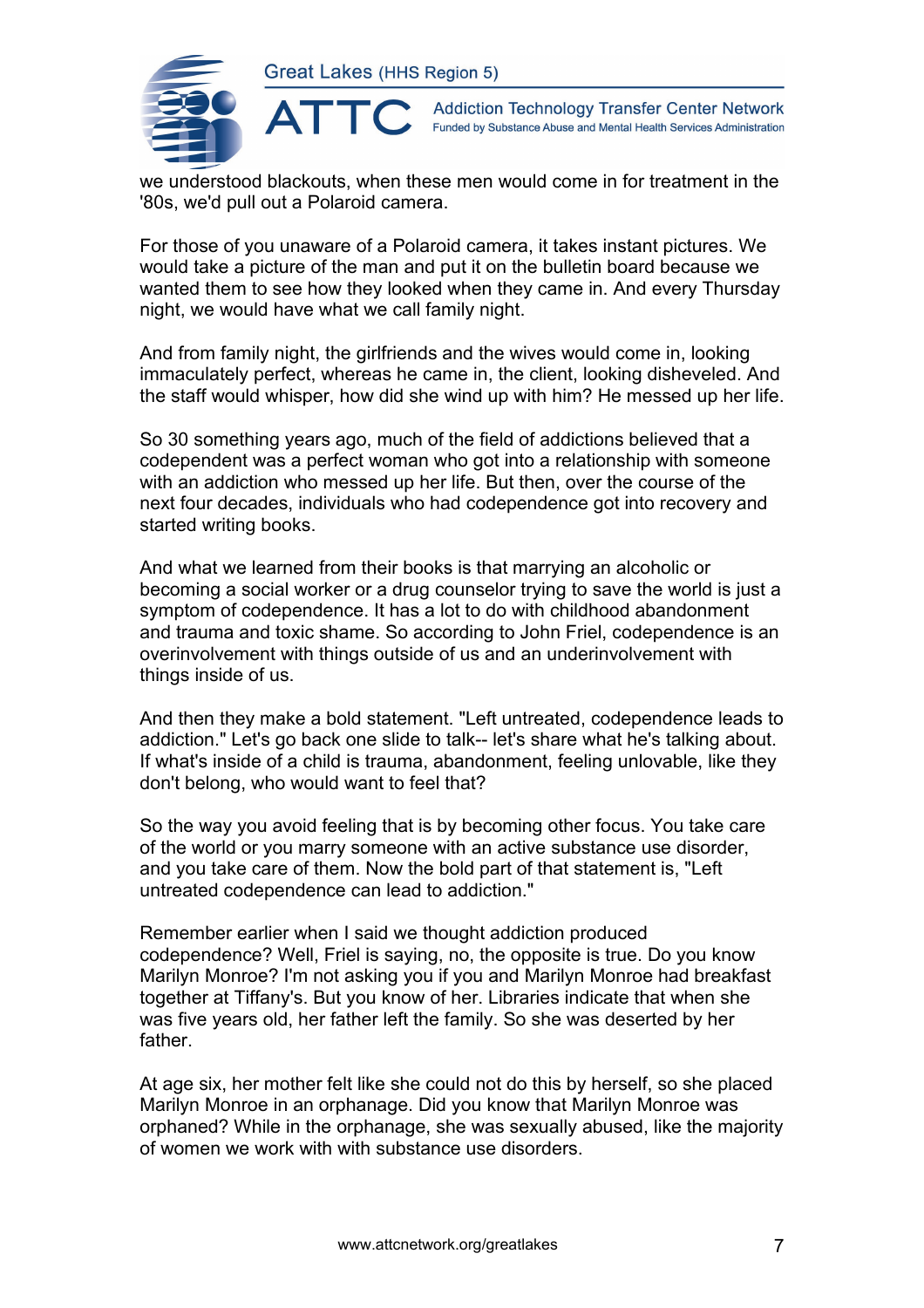we understood blackouts, when these men would come in for treatment in the '80s, we'd pull out a Polaroid camera.

For those of you unaware of a Polaroid camera, it takes instant pictures. We would take a picture of the man and put it on the bulletin board because we wanted them to see how they looked when they came in. And every Thursday night, we would have what we call family night.

And from family night, the girlfriends and the wives would come in, looking immaculately perfect, whereas he came in, the client, looking disheveled. And the staff would whisper, how did she wind up with him? He messed up her life.

So 30 something years ago, much of the field of addictions believed that a codependent was a perfect woman who got into a relationship with someone with an addiction who messed up her life. But then, over the course of the next four decades, individuals who had codependence got into recovery and started writing books.

And what we learned from their books is that marrying an alcoholic or becoming a social worker or a drug counselor trying to save the world is just a symptom of codependence. It has a lot to do with childhood abandonment and trauma and toxic shame. So according to John Friel, codependence is an overinvolvement with things outside of us and an underinvolvement with things inside of us.

And then they make a bold statement. "Left untreated, codependence leads to addiction." Let's go back one slide to talk-- let's share what he's talking about. If what's inside of a child is trauma, abandonment, feeling unlovable, like they don't belong, who would want to feel that?

So the way you avoid feeling that is by becoming other focus. You take care of the world or you marry someone with an active substance use disorder, and you take care of them. Now the bold part of that statement is, "Left untreated codependence can lead to addiction."

Remember earlier when I said we thought addiction produced codependence? Well, Friel is saying, no, the opposite is true. Do you know Marilyn Monroe? I'm not asking you if you and Marilyn Monroe had breakfast together at Tiffany's. But you know of her. Libraries indicate that when she was five years old, her father left the family. So she was deserted by her father.

At age six, her mother felt like she could not do this by herself, so she placed Marilyn Monroe in an orphanage. Did you know that Marilyn Monroe was orphaned? While in the orphanage, she was sexually abused, like the majority of women we work with with substance use disorders.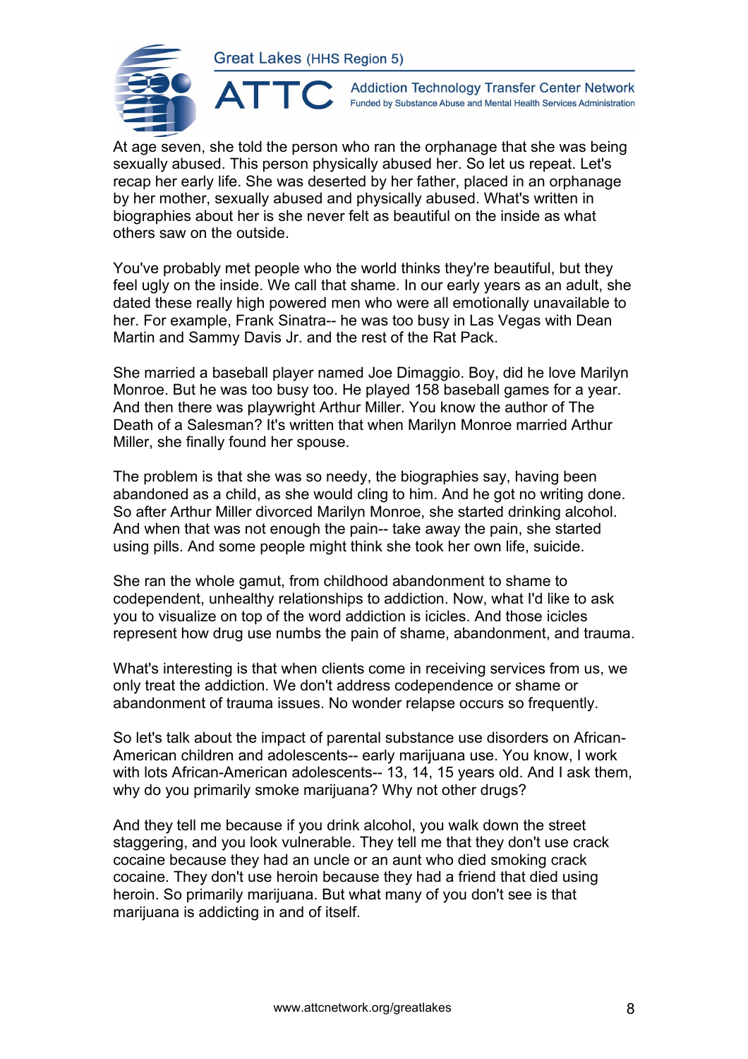At age seven, she told the person who ran the orphanage that she was being sexually abused. This person physically abused her. So let us repeat. Let's recap her early life. She was deserted by her father, placed in an orphanage by her mother, sexually abused and physically abused. What's written in biographies about her is she never felt as beautiful on the inside as what others saw on the outside.

You've probably met people who the world thinks they're beautiful, but they feel ugly on the inside. We call that shame. In our early years as an adult, she dated these really high powered men who were all emotionally unavailable to her. For example, Frank Sinatra-- he was too busy in Las Vegas with Dean Martin and Sammy Davis Jr. and the rest of the Rat Pack.

She married a baseball player named Joe Dimaggio. Boy, did he love Marilyn Monroe. But he was too busy too. He played 158 baseball games for a year. And then there was playwright Arthur Miller. You know the author of The Death of a Salesman? It's written that when Marilyn Monroe married Arthur Miller, she finally found her spouse.

The problem is that she was so needy, the biographies say, having been abandoned as a child, as she would cling to him. And he got no writing done. So after Arthur Miller divorced Marilyn Monroe, she started drinking alcohol. And when that was not enough the pain-- take away the pain, she started using pills. And some people might think she took her own life, suicide.

She ran the whole gamut, from childhood abandonment to shame to codependent, unhealthy relationships to addiction. Now, what I'd like to ask you to visualize on top of the word addiction is icicles. And those icicles represent how drug use numbs the pain of shame, abandonment, and trauma.

What's interesting is that when clients come in receiving services from us, we only treat the addiction. We don't address codependence or shame or abandonment of trauma issues. No wonder relapse occurs so frequently.

So let's talk about the impact of parental substance use disorders on African-American children and adolescents-- early marijuana use. You know, I work with lots African-American adolescents-- 13, 14, 15 years old. And I ask them, why do you primarily smoke marijuana? Why not other drugs?

And they tell me because if you drink alcohol, you walk down the street staggering, and you look vulnerable. They tell me that they don't use crack cocaine because they had an uncle or an aunt who died smoking crack cocaine. They don't use heroin because they had a friend that died using heroin. So primarily marijuana. But what many of you don't see is that marijuana is addicting in and of itself.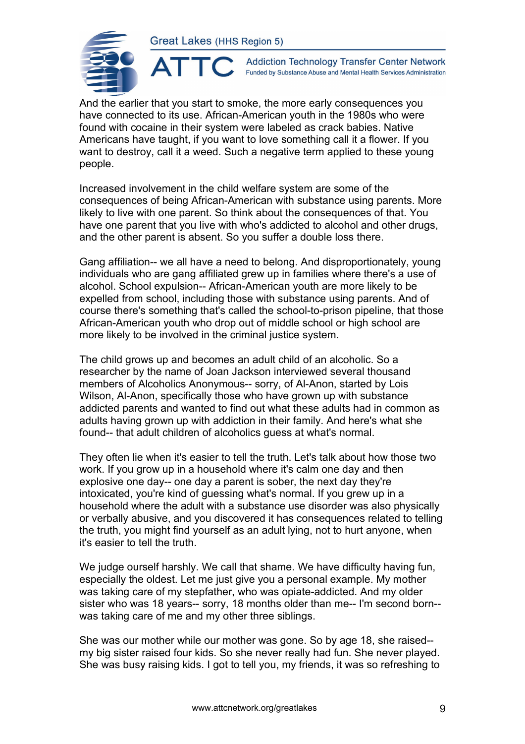And the earlier that you start to smoke, the more early consequences you have connected to its use. African-American youth in the 1980s who were found with cocaine in their system were labeled as crack babies. Native Americans have taught, if you want to love something call it a flower. If you want to destroy, call it a weed. Such a negative term applied to these young people.

Increased involvement in the child welfare system are some of the consequences of being African-American with substance using parents. More likely to live with one parent. So think about the consequences of that. You have one parent that you live with who's addicted to alcohol and other drugs, and the other parent is absent. So you suffer a double loss there.

Gang affiliation-- we all have a need to belong. And disproportionately, young individuals who are gang affiliated grew up in families where there's a use of alcohol. School expulsion-- African-American youth are more likely to be expelled from school, including those with substance using parents. And of course there's something that's called the school-to-prison pipeline, that those African-American youth who drop out of middle school or high school are more likely to be involved in the criminal justice system.

The child grows up and becomes an adult child of an alcoholic. So a researcher by the name of Joan Jackson interviewed several thousand members of Alcoholics Anonymous-- sorry, of Al-Anon, started by Lois Wilson, Al-Anon, specifically those who have grown up with substance addicted parents and wanted to find out what these adults had in common as adults having grown up with addiction in their family. And here's what she found-- that adult children of alcoholics guess at what's normal.

They often lie when it's easier to tell the truth. Let's talk about how those two work. If you grow up in a household where it's calm one day and then explosive one day-- one day a parent is sober, the next day they're intoxicated, you're kind of guessing what's normal. If you grew up in a household where the adult with a substance use disorder was also physically or verbally abusive, and you discovered it has consequences related to telling the truth, you might find yourself as an adult lying, not to hurt anyone, when it's easier to tell the truth.

We judge ourself harshly. We call that shame. We have difficulty having fun, especially the oldest. Let me just give you a personal example. My mother was taking care of my stepfather, who was opiate-addicted. And my older sister who was 18 years-- sorry, 18 months older than me-- I'm second born-- was taking care of me and my other three siblings.

She was our mother while our mother was gone. So by age 18, she raised-- my big sister raised four kids. So she never really had fun. She never played. She was busy raising kids. I got to tell you, my friends, it was so refreshing to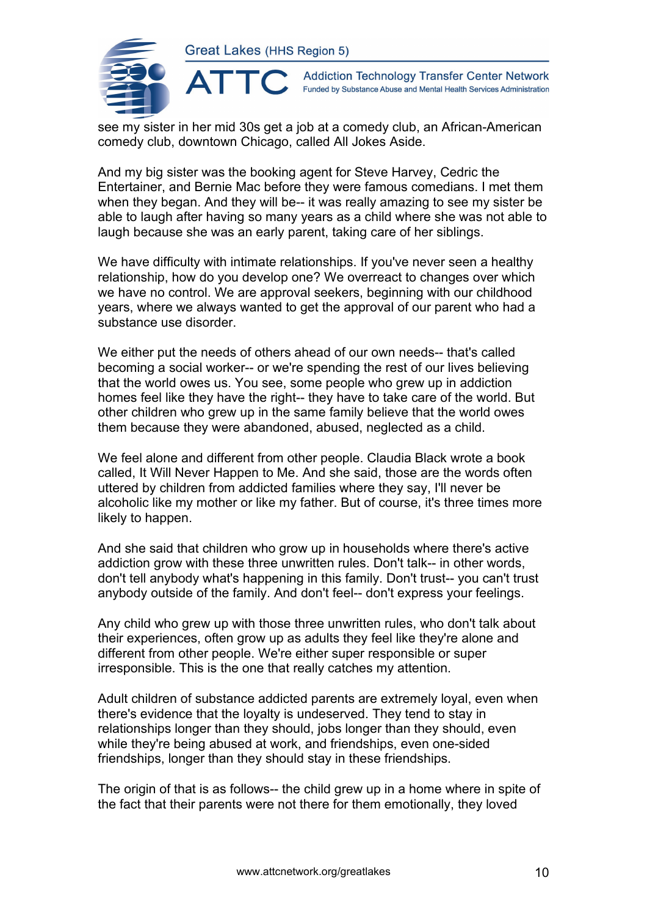see my sister in her mid 30s get a job at a comedy club, an African-American comedy club, downtown Chicago, called All Jokes Aside.

And my big sister was the booking agent for Steve Harvey, Cedric the Entertainer, and Bernie Mac before they were famous comedians. I met them when they began. And they will be-- it was really amazing to see my sister be able to laugh after having so many years as a child where she was not able to laugh because she was an early parent, taking care of her siblings.

We have difficulty with intimate relationships. If you've never seen a healthy relationship, how do you develop one? We overreact to changes over which we have no control. We are approval seekers, beginning with our childhood years, where we always wanted to get the approval of our parent who had a substance use disorder.

We either put the needs of others ahead of our own needs-- that's called becoming a social worker-- or we're spending the rest of our lives believing that the world owes us. You see, some people who grew up in addiction homes feel like they have the right-- they have to take care of the world. But other children who grew up in the same family believe that the world owes them because they were abandoned, abused, neglected as a child.

We feel alone and different from other people. Claudia Black wrote a book called, It Will Never Happen to Me. And she said, those are the words often uttered by children from addicted families where they say, I'll never be alcoholic like my mother or like my father. But of course, it's three times more likely to happen.

And she said that children who grow up in households where there's active addiction grow with these three unwritten rules. Don't talk-- in other words, don't tell anybody what's happening in this family. Don't trust-- you can't trust anybody outside of the family. And don't feel-- don't express your feelings.

Any child who grew up with those three unwritten rules, who don't talk about their experiences, often grow up as adults they feel like they're alone and different from other people. We're either super responsible or super irresponsible. This is the one that really catches my attention.

Adult children of substance addicted parents are extremely loyal, even when there's evidence that the loyalty is undeserved. They tend to stay in relationships longer than they should, jobs longer than they should, even while they're being abused at work, and friendships, even one-sided friendships, longer than they should stay in these friendships.

The origin of that is as follows-- the child grew up in a home where in spite of the fact that their parents were not there for them emotionally, they loved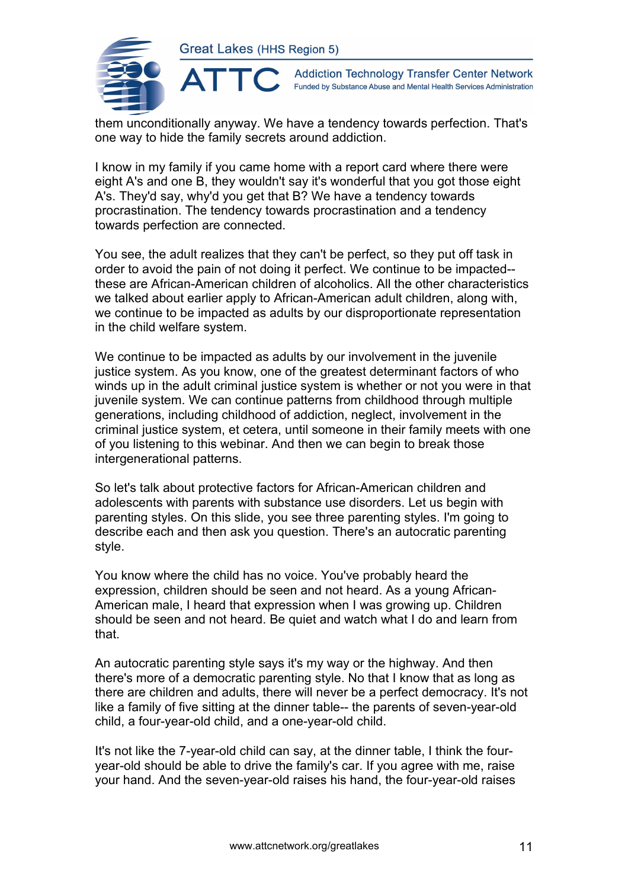them unconditionally anyway. We have a tendency towards perfection. That's one way to hide the family secrets around addiction.

I know in my family if you came home with a report card where there were eight A's and one B, they wouldn't say it's wonderful that you got those eight A's. They'd say, why'd you get that B? We have a tendency towards procrastination. The tendency towards procrastination and a tendency towards perfection are connected.

You see, the adult realizes that they can't be perfect, so they put off task in order to avoid the pain of not doing it perfect. We continue to be impacted-- these are African-American children of alcoholics. All the other characteristics we talked about earlier apply to African-American adult children, along with, we continue to be impacted as adults by our disproportionate representation in the child welfare system.

We continue to be impacted as adults by our involvement in the juvenile justice system. As you know, one of the greatest determinant factors of who winds up in the adult criminal justice system is whether or not you were in that juvenile system. We can continue patterns from childhood through multiple generations, including childhood of addiction, neglect, involvement in the criminal justice system, et cetera, until someone in their family meets with one of you listening to this webinar. And then we can begin to break those intergenerational patterns.

So let's talk about protective factors for African-American children and adolescents with parents with substance use disorders. Let us begin with parenting styles. On this slide, you see three parenting styles. I'm going to describe each and then ask you question. There's an autocratic parenting style.

You know where the child has no voice. You've probably heard the expression, children should be seen and not heard. As a young African-American male, I heard that expression when I was growing up. Children should be seen and not heard. Be quiet and watch what I do and learn from that.

An autocratic parenting style says it's my way or the highway. And then there's more of a democratic parenting style. No that I know that as long as there are children and adults, there will never be a perfect democracy. It's not like a family of five sitting at the dinner table-- the parents of seven-year-old child, a four-year-old child, and a one-year-old child.

It's not like the 7-year-old child can say, at the dinner table, I think the four-year-old should be able to drive the family's car. If you agree with me, raise your hand. And the seven-year-old raises his hand, the four-year-old raises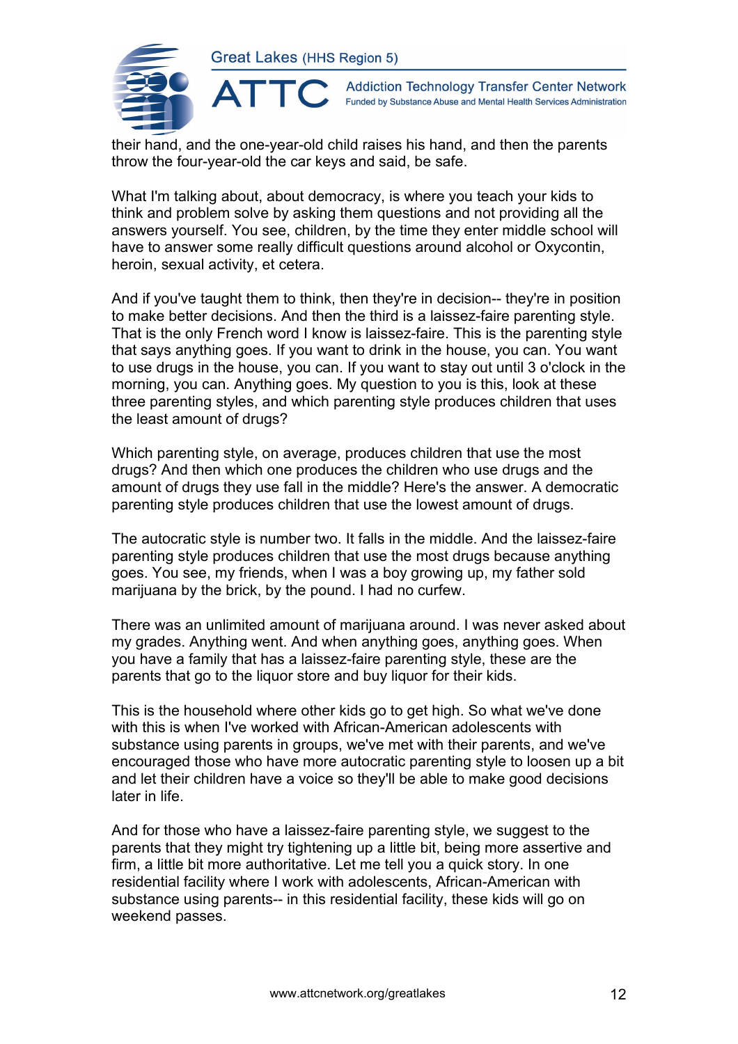their hand, and the one-year-old child raises his hand, and then the parents throw the four-year-old the car keys and said, be safe.

What I'm talking about, about democracy, is where you teach your kids to think and problem solve by asking them questions and not providing all the answers yourself. You see, children, by the time they enter middle school will have to answer some really difficult questions around alcohol or Oxycontin, heroin, sexual activity, et cetera.

And if you've taught them to think, then they're in decision-- they're in position to make better decisions. And then the third is a laissez-faire parenting style. That is the only French word I know is laissez-faire. This is the parenting style that says anything goes. If you want to drink in the house, you can. You want to use drugs in the house, you can. If you want to stay out until 3 o'clock in the morning, you can. Anything goes. My question to you is this, look at these three parenting styles, and which parenting style produces children that uses the least amount of drugs?

Which parenting style, on average, produces children that use the most drugs? And then which one produces the children who use drugs and the amount of drugs they use fall in the middle? Here's the answer. A democratic parenting style produces children that use the lowest amount of drugs.

The autocratic style is number two. It falls in the middle. And the laissez-faire parenting style produces children that use the most drugs because anything goes. You see, my friends, when I was a boy growing up, my father sold marijuana by the brick, by the pound. I had no curfew.

There was an unlimited amount of marijuana around. I was never asked about my grades. Anything went. And when anything goes, anything goes. When you have a family that has a laissez-faire parenting style, these are the parents that go to the liquor store and buy liquor for their kids.

This is the household where other kids go to get high. So what we've done with this is when I've worked with African-American adolescents with substance using parents in groups, we've met with their parents, and we've encouraged those who have more autocratic parenting style to loosen up a bit and let their children have a voice so they'll be able to make good decisions later in life.

And for those who have a laissez-faire parenting style, we suggest to the parents that they might try tightening up a little bit, being more assertive and firm, a little bit more authoritative. Let me tell you a quick story. In one residential facility where I work with adolescents, African-American with substance using parents-- in this residential facility, these kids will go on weekend passes.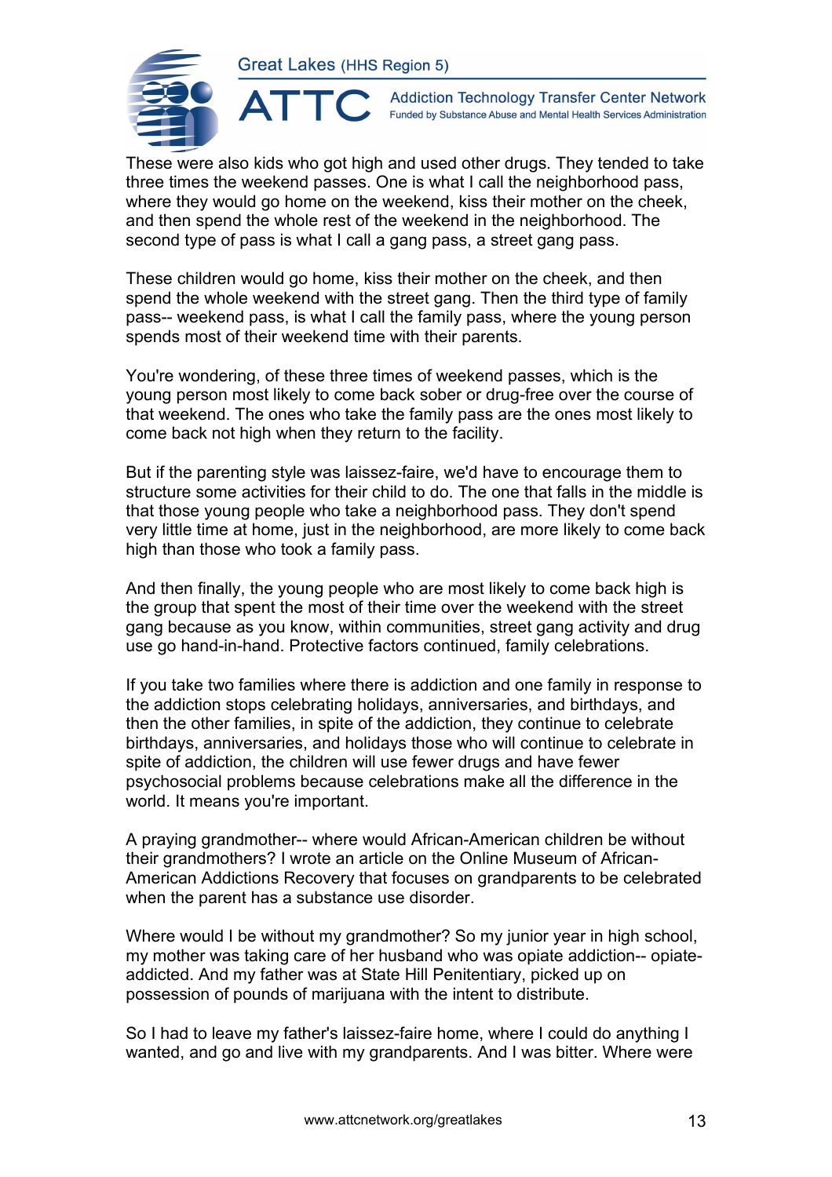These were also kids who got high and used other drugs. They tended to take three times the weekend passes. One is what I call the neighborhood pass, where they would go home on the weekend, kiss their mother on the cheek, and then spend the whole rest of the weekend in the neighborhood. The second type of pass is what I call a gang pass, a street gang pass.

These children would go home, kiss their mother on the cheek, and then spend the whole weekend with the street gang. Then the third type of family pass-- weekend pass, is what I call the family pass, where the young person spends most of their weekend time with their parents.

You're wondering, of these three times of weekend passes, which is the young person most likely to come back sober or drug-free over the course of that weekend. The ones who take the family pass are the ones most likely to come back not high when they return to the facility.

But if the parenting style was laissez-faire, we'd have to encourage them to structure some activities for their child to do. The one that falls in the middle is that those young people who take a neighborhood pass. They don't spend very little time at home, just in the neighborhood, are more likely to come back high than those who took a family pass.

And then finally, the young people who are most likely to come back high is the group that spent the most of their time over the weekend with the street gang because as you know, within communities, street gang activity and drug use go hand-in-hand. Protective factors continued, family celebrations.

If you take two families where there is addiction and one family in response to the addiction stops celebrating holidays, anniversaries, and birthdays, and then the other families, in spite of the addiction, they continue to celebrate birthdays, anniversaries, and holidays those who will continue to celebrate in spite of addiction, the children will use fewer drugs and have fewer psychosocial problems because celebrations make all the difference in the world. It means you're important.

A praying grandmother-- where would African-American children be without their grandmothers? I wrote an article on the Online Museum of African-American Addictions Recovery that focuses on grandparents to be celebrated when the parent has a substance use disorder.

Where would I be without my grandmother? So my junior year in high school, my mother was taking care of her husband who was opiate addiction-- opiate-addicted. And my father was at State Hill Penitentiary, picked up on possession of pounds of marijuana with the intent to distribute.

So I had to leave my father's laissez-faire home, where I could do anything I wanted, and go and live with my grandparents. And I was bitter. Where were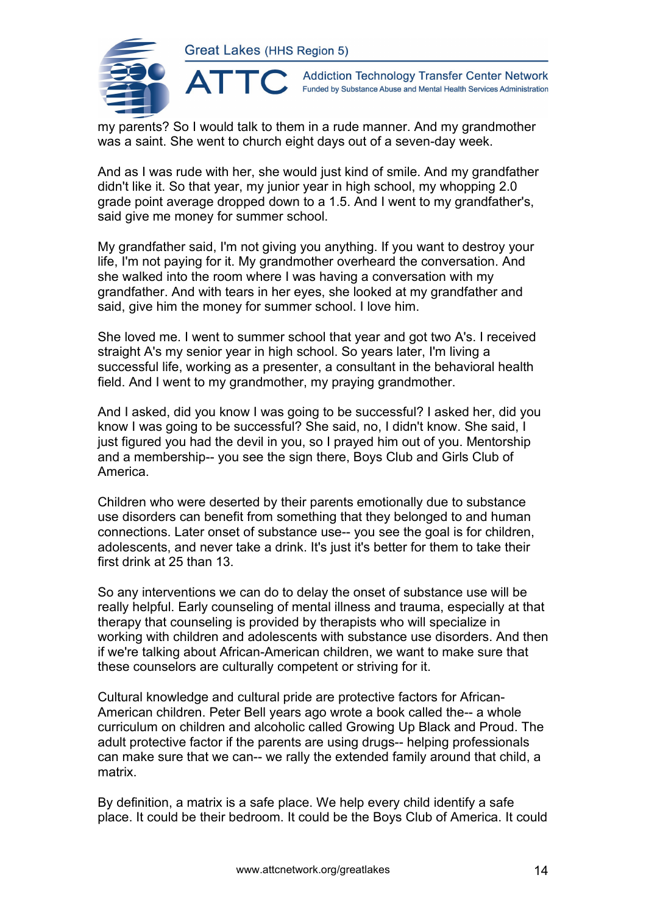my parents? So I would talk to them in a rude manner. And my grandmother was a saint. She went to church eight days out of a seven-day week.

And as I was rude with her, she would just kind of smile. And my grandfather didn't like it. So that year, my junior year in high school, my whopping 2.0 grade point average dropped down to a 1.5. And I went to my grandfather's, said give me money for summer school.

My grandfather said, I'm not giving you anything. If you want to destroy your life, I'm not paying for it. My grandmother overheard the conversation. And she walked into the room where I was having a conversation with my grandfather. And with tears in her eyes, she looked at my grandfather and said, give him the money for summer school. I love him.

She loved me. I went to summer school that year and got two A's. I received straight A's my senior year in high school. So years later, I'm living a successful life, working as a presenter, a consultant in the behavioral health field. And I went to my grandmother, my praying grandmother.

And I asked, did you know I was going to be successful? I asked her, did you know I was going to be successful? She said, no, I didn't know. She said, I just figured you had the devil in you, so I prayed him out of you. Mentorship and a membership-- you see the sign there, Boys Club and Girls Club of America.

Children who were deserted by their parents emotionally due to substance use disorders can benefit from something that they belonged to and human connections. Later onset of substance use-- you see the goal is for children, adolescents, and never take a drink. It's just it's better for them to take their first drink at 25 than 13.

So any interventions we can do to delay the onset of substance use will be really helpful. Early counseling of mental illness and trauma, especially at that therapy that counseling is provided by therapists who will specialize in working with children and adolescents with substance use disorders. And then if we're talking about African-American children, we want to make sure that these counselors are culturally competent or striving for it.

Cultural knowledge and cultural pride are protective factors for African-American children. Peter Bell years ago wrote a book called the-- a whole curriculum on children and alcoholic called Growing Up Black and Proud. The adult protective factor if the parents are using drugs-- helping professionals can make sure that we can-- we rally the extended family around that child, a matrix.

By definition, a matrix is a safe place. We help every child identify a safe place. It could be their bedroom. It could be the Boys Club of America. It could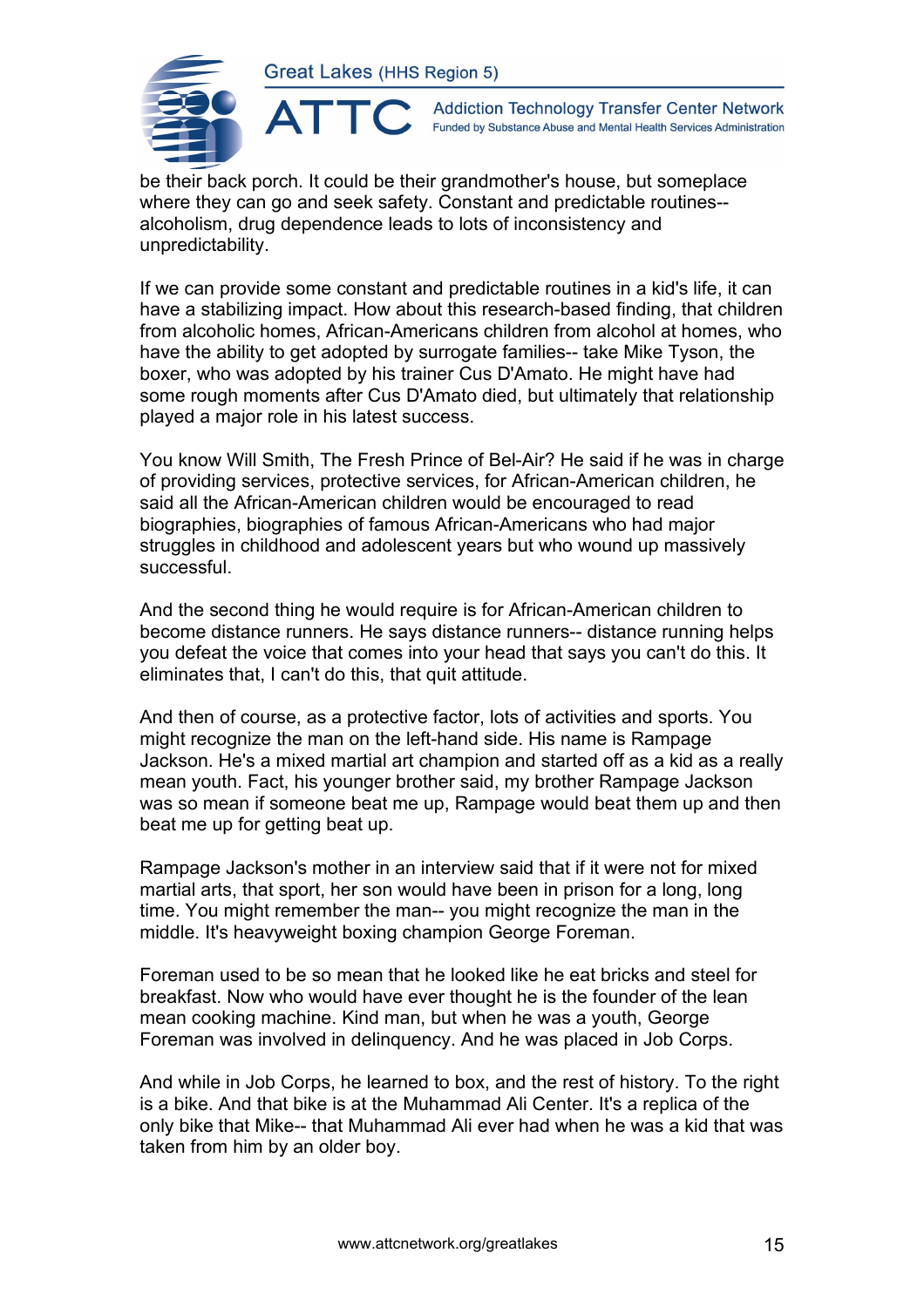be their back porch. It could be their grandmother's house, but someplace where they can go and seek safety. Constant and predictable routines-- alcoholism, drug dependence leads to lots of inconsistency and unpredictability.

If we can provide some constant and predictable routines in a kid's life, it can have a stabilizing impact. How about this research-based finding, that children from alcoholic homes, African-Americans children from alcohol at homes, who have the ability to get adopted by surrogate families-- take Mike Tyson, the boxer, who was adopted by his trainer Cus D'Amato. He might have had some rough moments after Cus D'Amato died, but ultimately that relationship played a major role in his latest success.

You know Will Smith, The Fresh Prince of Bel-Air? He said if he was in charge of providing services, protective services, for African-American children, he said all the African-American children would be encouraged to read biographies, biographies of famous African-Americans who had major struggles in childhood and adolescent years but who wound up massively successful.

And the second thing he would require is for African-American children to become distance runners. He says distance runners-- distance running helps you defeat the voice that comes into your head that says you can't do this. It eliminates that, I can't do this, that quit attitude.

And then of course, as a protective factor, lots of activities and sports. You might recognize the man on the left-hand side. His name is Rampage Jackson. He's a mixed martial art champion and started off as a kid as a really mean youth. Fact, his younger brother said, my brother Rampage Jackson was so mean if someone beat me up, Rampage would beat them up and then beat me up for getting beat up.

Rampage Jackson's mother in an interview said that if it were not for mixed martial arts, that sport, her son would have been in prison for a long, long time. You might remember the man-- you might recognize the man in the middle. It's heavyweight boxing champion George Foreman.

Foreman used to be so mean that he looked like he eat bricks and steel for breakfast. Now who would have ever thought he is the founder of the lean mean cooking machine. Kind man, but when he was a youth, George Foreman was involved in delinquency. And he was placed in Job Corps.

And while in Job Corps, he learned to box, and the rest of history. To the right is a bike. And that bike is at the Muhammad Ali Center. It's a replica of the only bike that Mike-- that Muhammad Ali ever had when he was a kid that was taken from him by an older boy.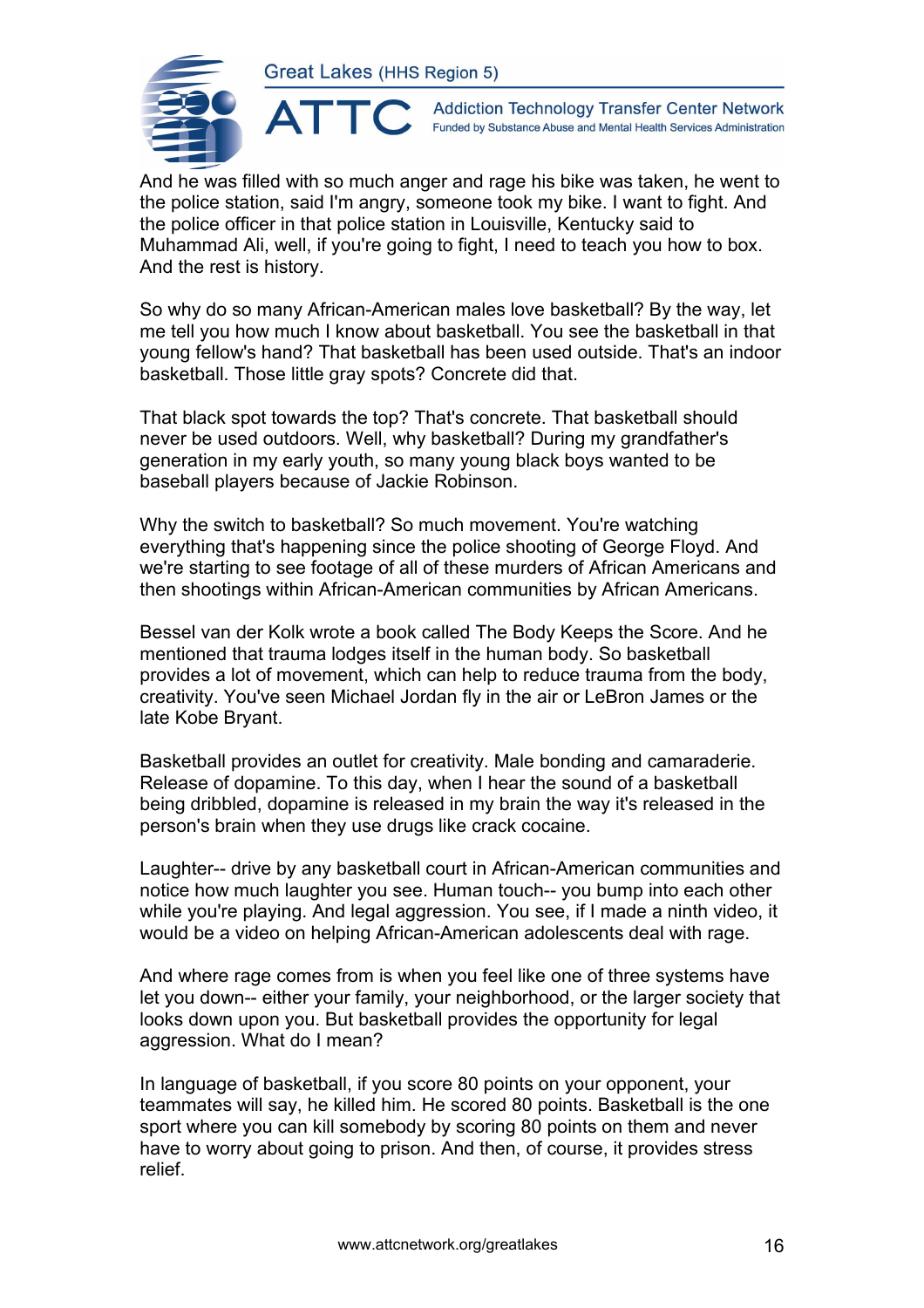And he was filled with so much anger and rage his bike was taken, he went to the police station, said I'm angry, someone took my bike. I want to fight. And the police officer in that police station in Louisville, Kentucky said to Muhammad Ali, well, if you're going to fight, I need to teach you how to box. And the rest is history.

So why do so many African-American males love basketball? By the way, let me tell you how much I know about basketball. You see the basketball in that young fellow's hand? That basketball has been used outside. That's an indoor basketball. Those little gray spots? Concrete did that.

That black spot towards the top? That's concrete. That basketball should never be used outdoors. Well, why basketball? During my grandfather's generation in my early youth, so many young black boys wanted to be baseball players because of Jackie Robinson.

Why the switch to basketball? So much movement. You're watching everything that's happening since the police shooting of George Floyd. And we're starting to see footage of all of these murders of African Americans and then shootings within African-American communities by African Americans.

Bessel van der Kolk wrote a book called The Body Keeps the Score. And he mentioned that trauma lodges itself in the human body. So basketball provides a lot of movement, which can help to reduce trauma from the body, creativity. You've seen Michael Jordan fly in the air or LeBron James or the late Kobe Bryant.

Basketball provides an outlet for creativity. Male bonding and camaraderie. Release of dopamine. To this day, when I hear the sound of a basketball being dribbled, dopamine is released in my brain the way it's released in the person's brain when they use drugs like crack cocaine.

Laughter-- drive by any basketball court in African-American communities and notice how much laughter you see. Human touch-- you bump into each other while you're playing. And legal aggression. You see, if I made a ninth video, it would be a video on helping African-American adolescents deal with rage.

And where rage comes from is when you feel like one of three systems have let you down-- either your family, your neighborhood, or the larger society that looks down upon you. But basketball provides the opportunity for legal aggression. What do I mean?

In language of basketball, if you score 80 points on your opponent, your teammates will say, he killed him. He scored 80 points. Basketball is the one sport where you can kill somebody by scoring 80 points on them and never have to worry about going to prison. And then, of course, it provides stress relief.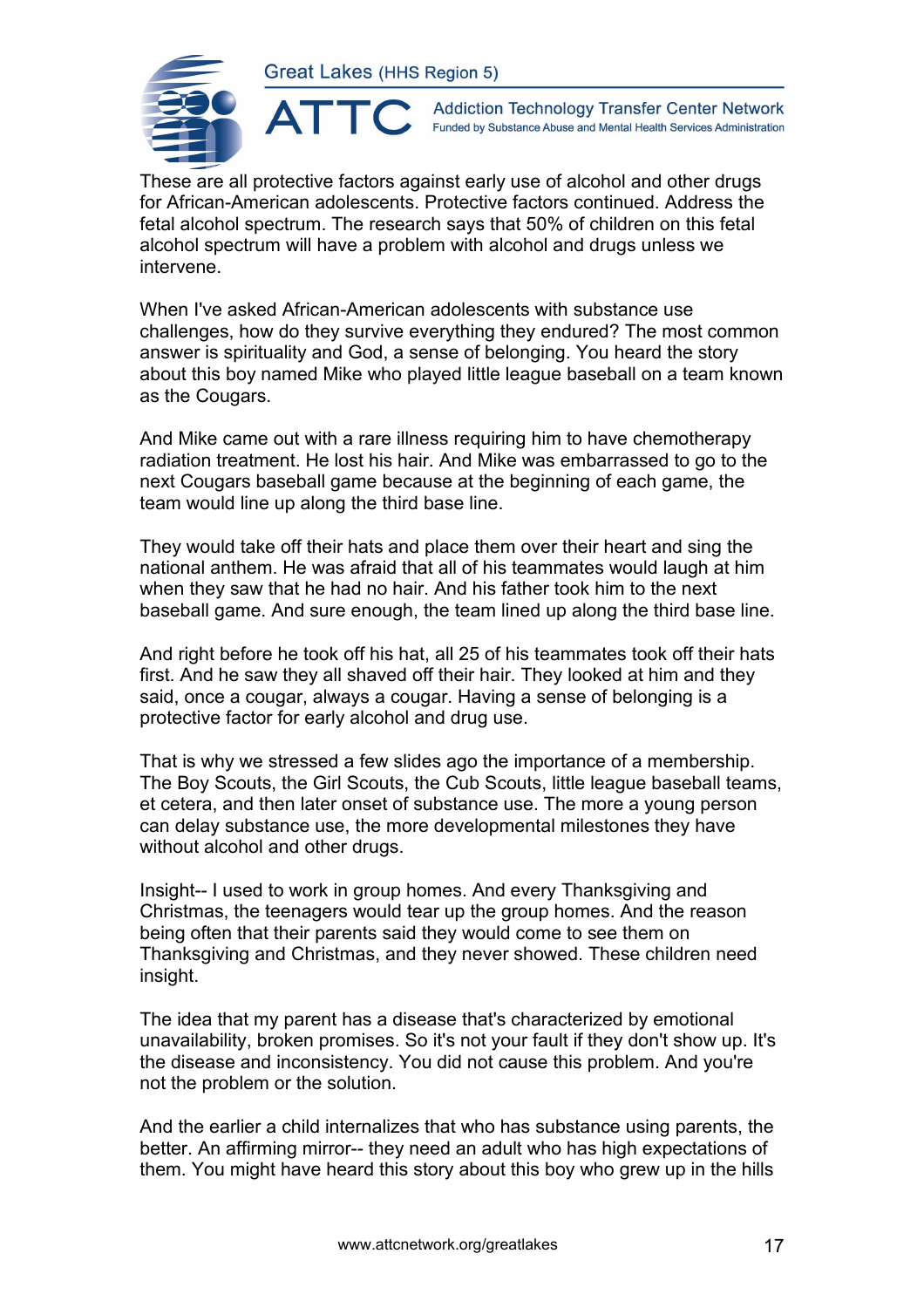These are all protective factors against early use of alcohol and other drugs for African-American adolescents. Protective factors continued. Address the fetal alcohol spectrum. The research says that 50% of children on this fetal alcohol spectrum will have a problem with alcohol and drugs unless we intervene.

When I've asked African-American adolescents with substance use challenges, how do they survive everything they endured? The most common answer is spirituality and God, a sense of belonging. You heard the story about this boy named Mike who played little league baseball on a team known as the Cougars.

And Mike came out with a rare illness requiring him to have chemotherapy radiation treatment. He lost his hair. And Mike was embarrassed to go to the next Cougars baseball game because at the beginning of each game, the team would line up along the third base line.

They would take off their hats and place them over their heart and sing the national anthem. He was afraid that all of his teammates would laugh at him when they saw that he had no hair. And his father took him to the next baseball game. And sure enough, the team lined up along the third base line.

And right before he took off his hat, all 25 of his teammates took off their hats first. And he saw they all shaved off their hair. They looked at him and they said, once a cougar, always a cougar. Having a sense of belonging is a protective factor for early alcohol and drug use.

That is why we stressed a few slides ago the importance of a membership. The Boy Scouts, the Girl Scouts, the Cub Scouts, little league baseball teams, et cetera, and then later onset of substance use. The more a young person can delay substance use, the more developmental milestones they have without alcohol and other drugs.

Insight-- I used to work in group homes. And every Thanksgiving and Christmas, the teenagers would tear up the group homes. And the reason being often that their parents said they would come to see them on Thanksgiving and Christmas, and they never showed. These children need insight.

The idea that my parent has a disease that's characterized by emotional unavailability, broken promises. So it's not your fault if they don't show up. It's the disease and inconsistency. You did not cause this problem. And you're not the problem or the solution.

And the earlier a child internalizes that who has substance using parents, the better. An affirming mirror-- they need an adult who has high expectations of them. You might have heard this story about this boy who grew up in the hills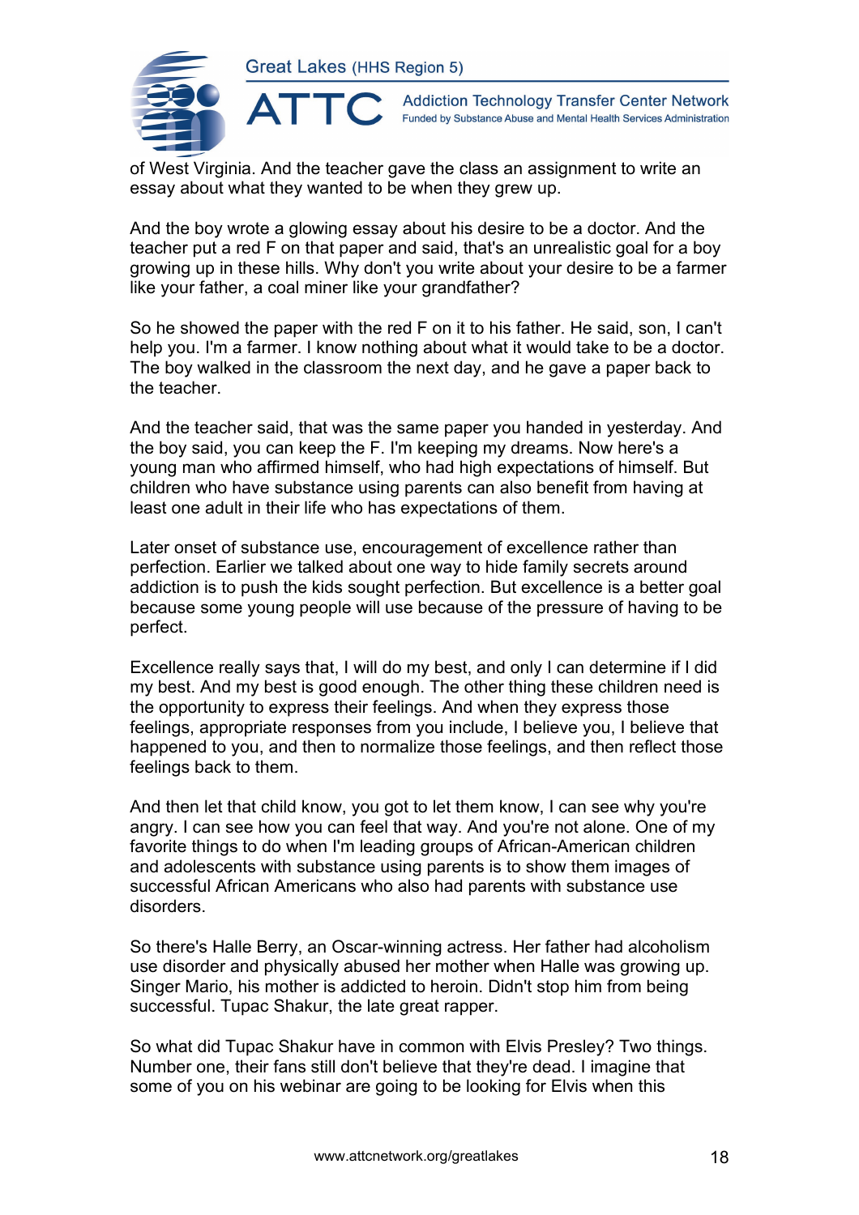of West Virginia. And the teacher gave the class an assignment to write an essay about what they wanted to be when they grew up.

And the boy wrote a glowing essay about his desire to be a doctor. And the teacher put a red F on that paper and said, that's an unrealistic goal for a boy growing up in these hills. Why don't you write about your desire to be a farmer like your father, a coal miner like your grandfather?

So he showed the paper with the red F on it to his father. He said, son, I can't help you. I'm a farmer. I know nothing about what it would take to be a doctor. The boy walked in the classroom the next day, and he gave a paper back to the teacher.

And the teacher said, that was the same paper you handed in yesterday. And the boy said, you can keep the F. I'm keeping my dreams. Now here's a young man who affirmed himself, who had high expectations of himself. But children who have substance using parents can also benefit from having at least one adult in their life who has expectations of them.

Later onset of substance use, encouragement of excellence rather than perfection. Earlier we talked about one way to hide family secrets around addiction is to push the kids sought perfection. But excellence is a better goal because some young people will use because of the pressure of having to be perfect.

Excellence really says that, I will do my best, and only I can determine if I did my best. And my best is good enough. The other thing these children need is the opportunity to express their feelings. And when they express those feelings, appropriate responses from you include, I believe you, I believe that happened to you, and then to normalize those feelings, and then reflect those feelings back to them.

And then let that child know, you got to let them know, I can see why you're angry. I can see how you can feel that way. And you're not alone. One of my favorite things to do when I'm leading groups of African-American children and adolescents with substance using parents is to show them images of successful African Americans who also had parents with substance use disorders.

So there's Halle Berry, an Oscar-winning actress. Her father had alcoholism use disorder and physically abused her mother when Halle was growing up. Singer Mario, his mother is addicted to heroin. Didn't stop him from being successful. Tupac Shakur, the late great rapper.

So what did Tupac Shakur have in common with Elvis Presley? Two things. Number one, their fans still don't believe that they're dead. I imagine that some of you on his webinar are going to be looking for Elvis when this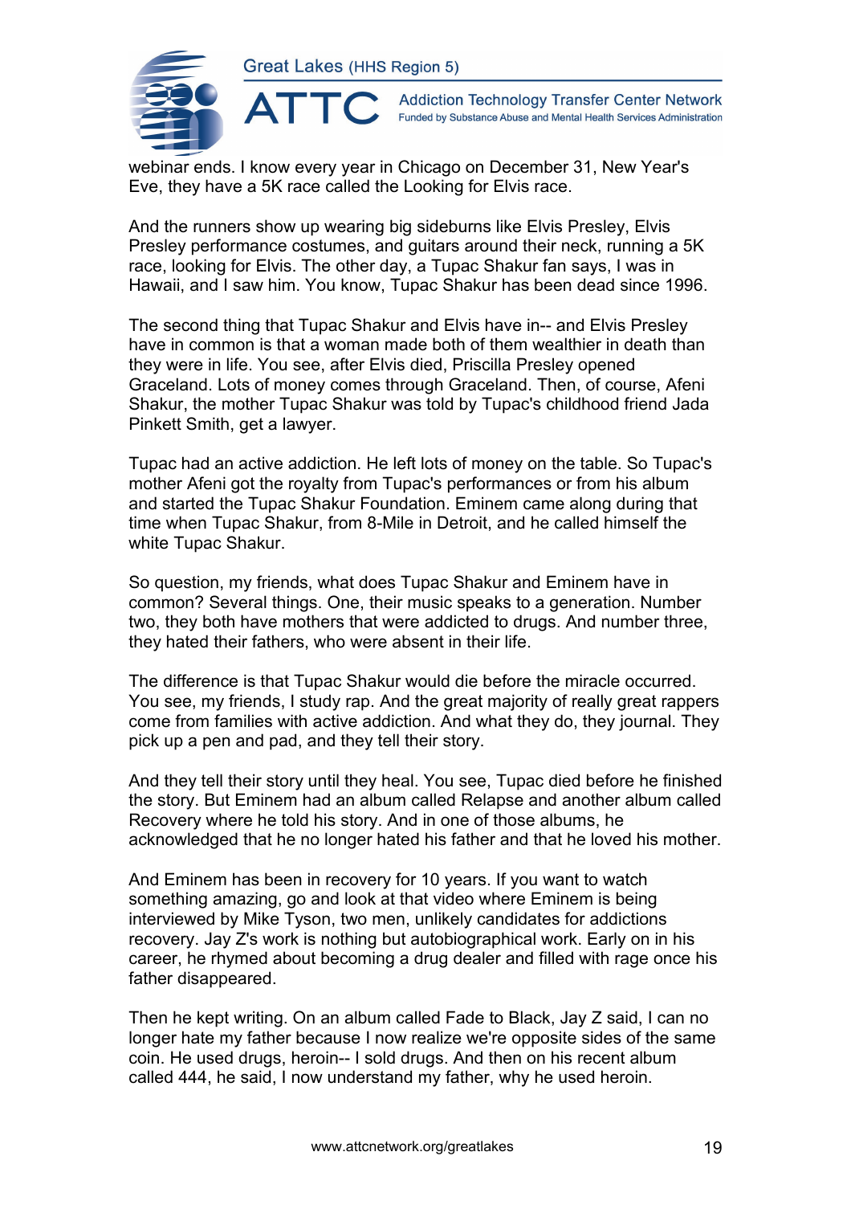webinar ends. I know every year in Chicago on December 31, New Year's Eve, they have a 5K race called the Looking for Elvis race.

And the runners show up wearing big sideburns like Elvis Presley, Elvis Presley performance costumes, and guitars around their neck, running a 5K race, looking for Elvis. The other day, a Tupac Shakur fan says, I was in Hawaii, and I saw him. You know, Tupac Shakur has been dead since 1996.

The second thing that Tupac Shakur and Elvis have in-- and Elvis Presley have in common is that a woman made both of them wealthier in death than they were in life. You see, after Elvis died, Priscilla Presley opened Graceland. Lots of money comes through Graceland. Then, of course, Afeni Shakur, the mother Tupac Shakur was told by Tupac's childhood friend Jada Pinkett Smith, get a lawyer.

Tupac had an active addiction. He left lots of money on the table. So Tupac's mother Afeni got the royalty from Tupac's performances or from his album and started the Tupac Shakur Foundation. Eminem came along during that time when Tupac Shakur, from 8-Mile in Detroit, and he called himself the white Tupac Shakur.

So question, my friends, what does Tupac Shakur and Eminem have in common? Several things. One, their music speaks to a generation. Number two, they both have mothers that were addicted to drugs. And number three, they hated their fathers, who were absent in their life.

The difference is that Tupac Shakur would die before the miracle occurred. You see, my friends, I study rap. And the great majority of really great rappers come from families with active addiction. And what they do, they journal. They pick up a pen and pad, and they tell their story.

And they tell their story until they heal. You see, Tupac died before he finished the story. But Eminem had an album called Relapse and another album called Recovery where he told his story. And in one of those albums, he acknowledged that he no longer hated his father and that he loved his mother.

And Eminem has been in recovery for 10 years. If you want to watch something amazing, go and look at that video where Eminem is being interviewed by Mike Tyson, two men, unlikely candidates for addictions recovery. Jay Z's work is nothing but autobiographical work. Early on in his career, he rhymed about becoming a drug dealer and filled with rage once his father disappeared.

Then he kept writing. On an album called Fade to Black, Jay Z said, I can no longer hate my father because I now realize we're opposite sides of the same coin. He used drugs, heroin-- I sold drugs. And then on his recent album called 444, he said, I now understand my father, why he used heroin.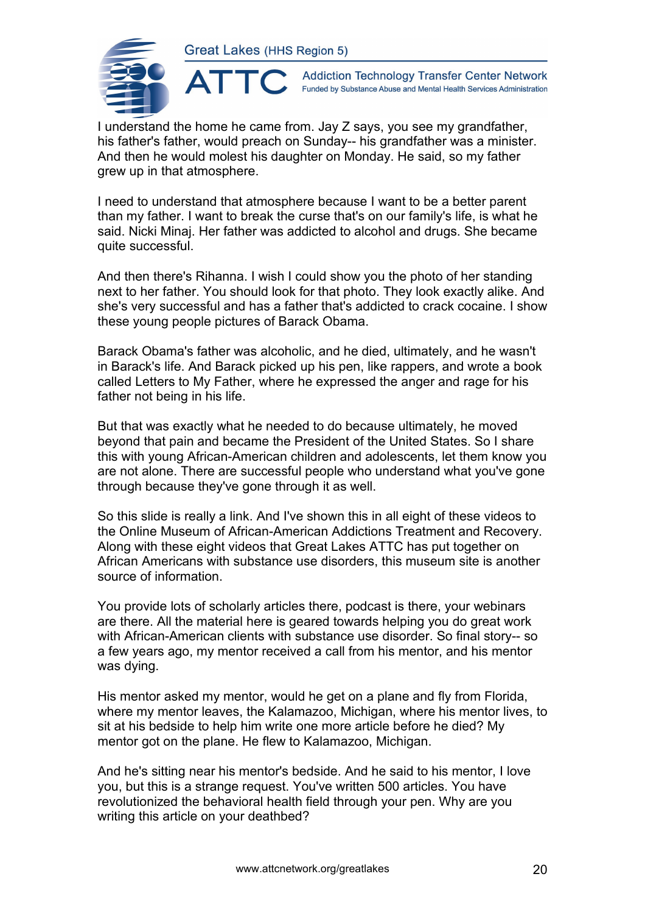I understand the home he came from. Jay Z says, you see my grandfather, his father's father, would preach on Sunday-- his grandfather was a minister. And then he would molest his daughter on Monday. He said, so my father grew up in that atmosphere.

I need to understand that atmosphere because I want to be a better parent than my father. I want to break the curse that's on our family's life, is what he said. Nicki Minaj. Her father was addicted to alcohol and drugs. She became quite successful.

And then there's Rihanna. I wish I could show you the photo of her standing next to her father. You should look for that photo. They look exactly alike. And she's very successful and has a father that's addicted to crack cocaine. I show these young people pictures of Barack Obama.

Barack Obama's father was alcoholic, and he died, ultimately, and he wasn't in Barack's life. And Barack picked up his pen, like rappers, and wrote a book called Letters to My Father, where he expressed the anger and rage for his father not being in his life.

But that was exactly what he needed to do because ultimately, he moved beyond that pain and became the President of the United States. So I share this with young African-American children and adolescents, let them know you are not alone. There are successful people who understand what you've gone through because they've gone through it as well.

So this slide is really a link. And I've shown this in all eight of these videos to the Online Museum of African-American Addictions Treatment and Recovery. Along with these eight videos that Great Lakes ATTC has put together on African Americans with substance use disorders, this museum site is another source of information.

You provide lots of scholarly articles there, podcast is there, your webinars are there. All the material here is geared towards helping you do great work with African-American clients with substance use disorder. So final story-- so a few years ago, my mentor received a call from his mentor, and his mentor was dying.

His mentor asked my mentor, would he get on a plane and fly from Florida, where my mentor leaves, the Kalamazoo, Michigan, where his mentor lives, to sit at his bedside to help him write one more article before he died? My mentor got on the plane. He flew to Kalamazoo, Michigan.

And he's sitting near his mentor's bedside. And he said to his mentor, I love you, but this is a strange request. You've written 500 articles. You have revolutionized the behavioral health field through your pen. Why are you writing this article on your deathbed?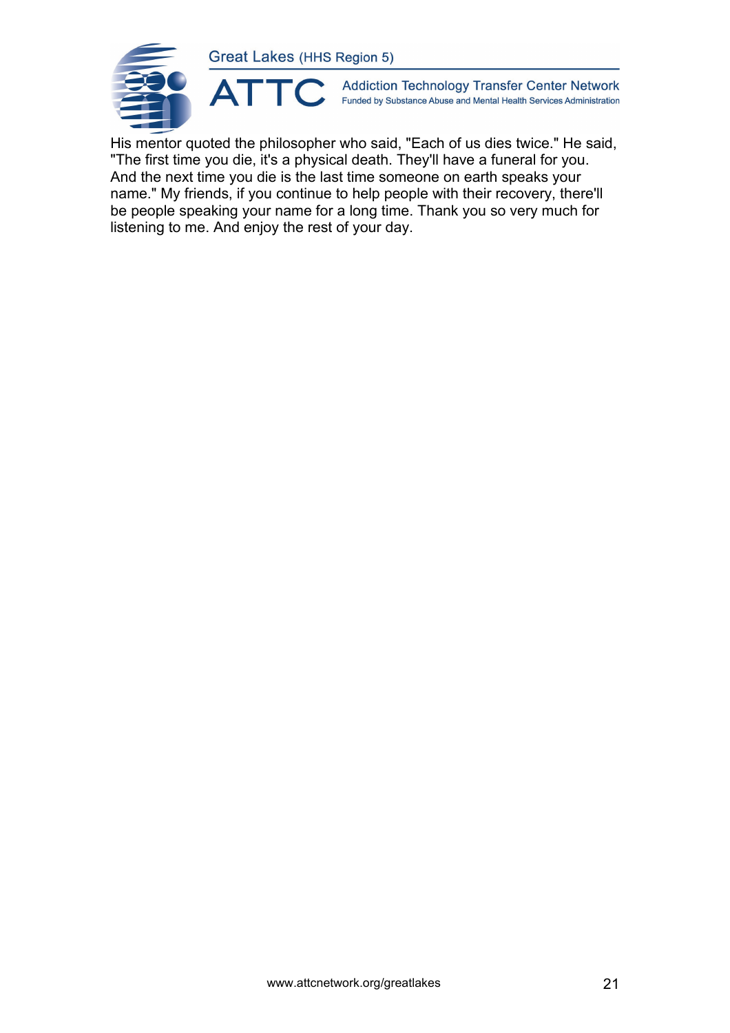His mentor quoted the philosopher who said, "Each of us dies twice." He said, "The first time you die, it's a physical death. They'll have a funeral for you. And the next time you die is the last time someone on earth speaks your name." My friends, if you continue to help people with their recovery, there'll be people speaking your name for a long time. Thank you so very much for listening to me. And enjoy the rest of your day.